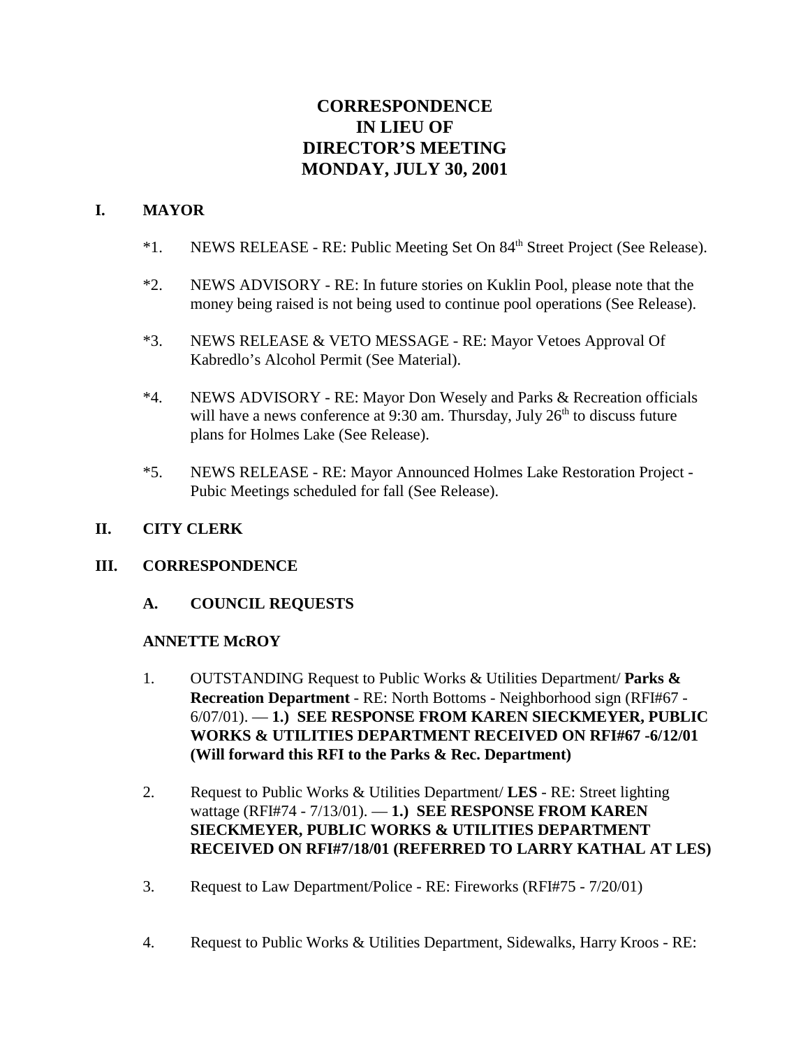# CORRESPONDENCE
# IN LIEU OF
# DIRECTOR'S MEETING
# MONDAY, JULY 30, 2001

## I. MAYOR

*1. NEWS RELEASE - RE: Public Meeting Set On 84th Street Project (See Release).

*2. NEWS ADVISORY - RE: In future stories on Kuklin Pool, please note that the money being raised is not being used to continue pool operations (See Release).

*3. NEWS RELEASE & VETO MESSAGE - RE: Mayor Vetoes Approval Of Kabredlo's Alcohol Permit (See Material).

*4. NEWS ADVISORY - RE: Mayor Don Wesely and Parks & Recreation officials will have a news conference at 9:30 am. Thursday, July 26th to discuss future plans for Holmes Lake (See Release).

*5. NEWS RELEASE - RE: Mayor Announced Holmes Lake Restoration Project - Pubic Meetings scheduled for fall (See Release).

## II. CITY CLERK

## III. CORRESPONDENCE

### A. COUNCIL REQUESTS

**ANNETTE McROY**

1. OUTSTANDING Request to Public Works & Utilities Department/ **Parks & Recreation Department** - RE: North Bottoms - Neighborhood sign (RFI#67 - 6/07/01). — **1.) SEE RESPONSE FROM KAREN SIECKMEYER, PUBLIC WORKS & UTILITIES DEPARTMENT RECEIVED ON RFI#67 -6/12/01 (Will forward this RFI to the Parks & Rec. Department)**

2. Request to Public Works & Utilities Department/ **LES** - RE: Street lighting wattage (RFI#74 - 7/13/01). — **1.) SEE RESPONSE FROM KAREN SIECKMEYER, PUBLIC WORKS & UTILITIES DEPARTMENT RECEIVED ON RFI#7/18/01 (REFERRED TO LARRY KATHAL AT LES)**

3. Request to Law Department/Police - RE: Fireworks (RFI#75 - 7/20/01)

4. Request to Public Works & Utilities Department, Sidewalks, Harry Kroos - RE: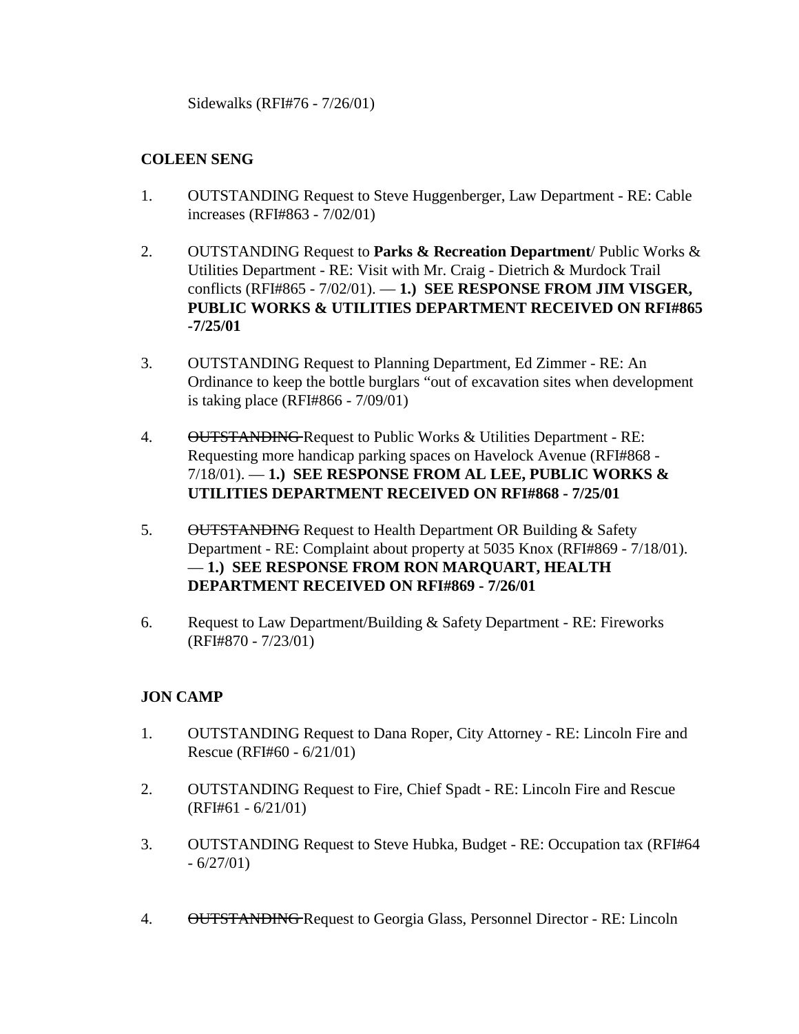Sidewalks (RFI#76 - 7/26/01)

**COLEEN SENG**

1. OUTSTANDING Request to Steve Huggenberger, Law Department - RE: Cable increases (RFI#863 - 7/02/01)

2. OUTSTANDING Request to **Parks & Recreation Department**/ Public Works & Utilities Department - RE: Visit with Mr. Craig - Dietrich & Murdock Trail conflicts (RFI#865 - 7/02/01). — **1.) SEE RESPONSE FROM JIM VISGER, PUBLIC WORKS & UTILITIES DEPARTMENT RECEIVED ON RFI#865 -7/25/01**

3. OUTSTANDING Request to Planning Department, Ed Zimmer - RE: An Ordinance to keep the bottle burglars "out of excavation sites when development is taking place (RFI#866 - 7/09/01)

4. ~~OUTSTANDING~~ Request to Public Works & Utilities Department - RE: Requesting more handicap parking spaces on Havelock Avenue (RFI#868 - 7/18/01). — **1.) SEE RESPONSE FROM AL LEE, PUBLIC WORKS & UTILITIES DEPARTMENT RECEIVED ON RFI#868 - 7/25/01**

5. ~~OUTSTANDING~~ Request to Health Department OR Building & Safety Department - RE: Complaint about property at 5035 Knox (RFI#869 - 7/18/01). — **1.) SEE RESPONSE FROM RON MARQUART, HEALTH DEPARTMENT RECEIVED ON RFI#869 - 7/26/01**

6. Request to Law Department/Building & Safety Department - RE: Fireworks (RFI#870 - 7/23/01)

**JON CAMP**

1. OUTSTANDING Request to Dana Roper, City Attorney - RE: Lincoln Fire and Rescue (RFI#60 - 6/21/01)

2. OUTSTANDING Request to Fire, Chief Spadt - RE: Lincoln Fire and Rescue (RFI#61 - 6/21/01)

3. OUTSTANDING Request to Steve Hubka, Budget - RE: Occupation tax (RFI#64 - 6/27/01)

4. ~~OUTSTANDING~~ Request to Georgia Glass, Personnel Director - RE: Lincoln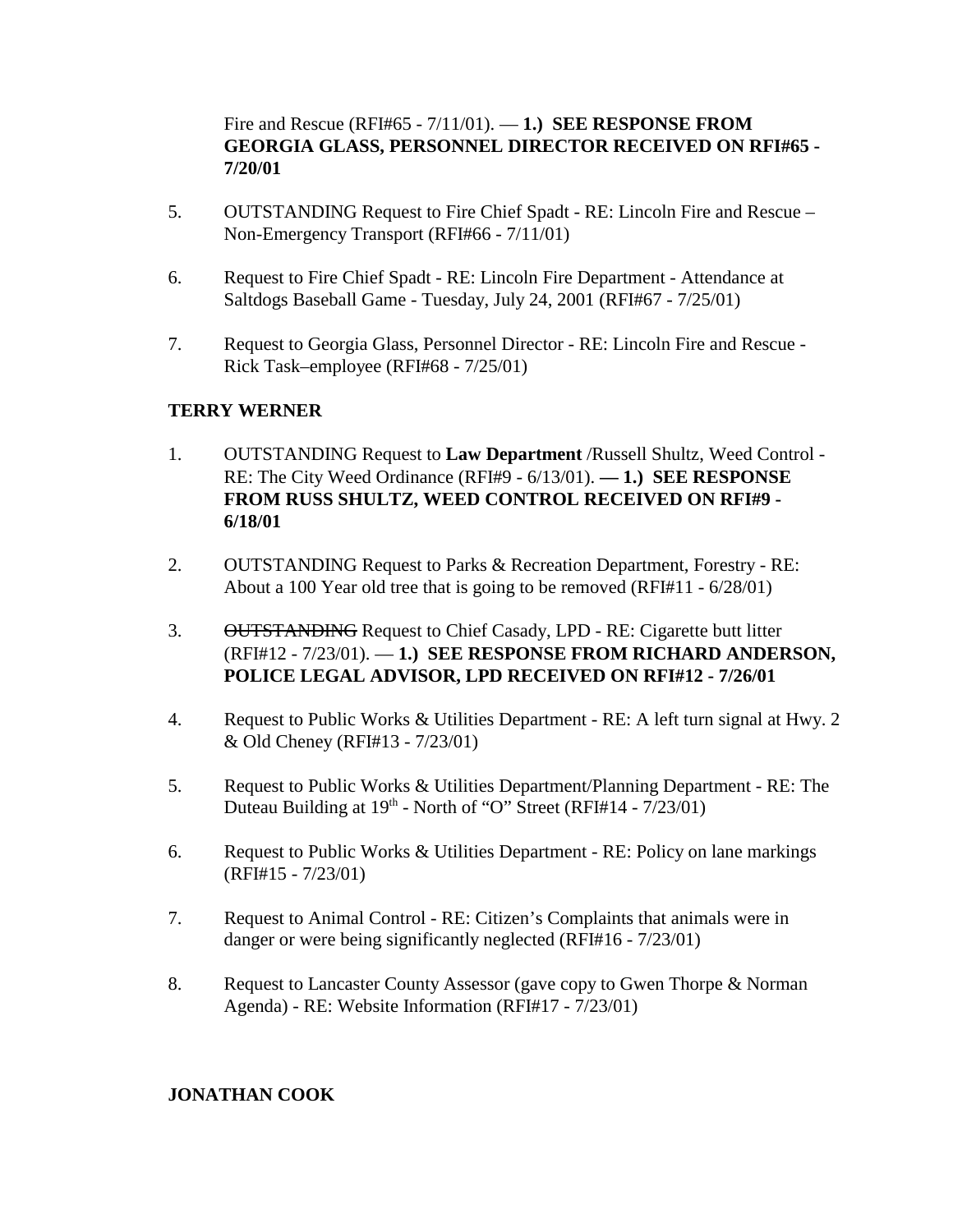Fire and Rescue (RFI#65 - 7/11/01). — **1.) SEE RESPONSE FROM GEORGIA GLASS, PERSONNEL DIRECTOR RECEIVED ON RFI#65 - 7/20/01**

5. OUTSTANDING Request to Fire Chief Spadt - RE: Lincoln Fire and Rescue – Non-Emergency Transport (RFI#66 - 7/11/01)

6. Request to Fire Chief Spadt - RE: Lincoln Fire Department - Attendance at Saltdogs Baseball Game - Tuesday, July 24, 2001 (RFI#67 - 7/25/01)

7. Request to Georgia Glass, Personnel Director - RE: Lincoln Fire and Rescue - Rick Task–employee (RFI#68 - 7/25/01)

**TERRY WERNER**

1. OUTSTANDING Request to **Law Department** /Russell Shultz, Weed Control - RE: The City Weed Ordinance (RFI#9 - 6/13/01). **— 1.) SEE RESPONSE FROM RUSS SHULTZ, WEED CONTROL RECEIVED ON RFI#9 - 6/18/01**

2. OUTSTANDING Request to Parks & Recreation Department, Forestry - RE: About a 100 Year old tree that is going to be removed (RFI#11 - 6/28/01)

3. ~~OUTSTANDING~~ Request to Chief Casady, LPD - RE: Cigarette butt litter (RFI#12 - 7/23/01). — **1.) SEE RESPONSE FROM RICHARD ANDERSON, POLICE LEGAL ADVISOR, LPD RECEIVED ON RFI#12 - 7/26/01**

4. Request to Public Works & Utilities Department - RE: A left turn signal at Hwy. 2 & Old Cheney (RFI#13 - 7/23/01)

5. Request to Public Works & Utilities Department/Planning Department - RE: The Duteau Building at 19th - North of "O" Street (RFI#14 - 7/23/01)

6. Request to Public Works & Utilities Department - RE: Policy on lane markings (RFI#15 - 7/23/01)

7. Request to Animal Control - RE: Citizen's Complaints that animals were in danger or were being significantly neglected (RFI#16 - 7/23/01)

8. Request to Lancaster County Assessor (gave copy to Gwen Thorpe & Norman Agenda) - RE: Website Information (RFI#17 - 7/23/01)

**JONATHAN COOK**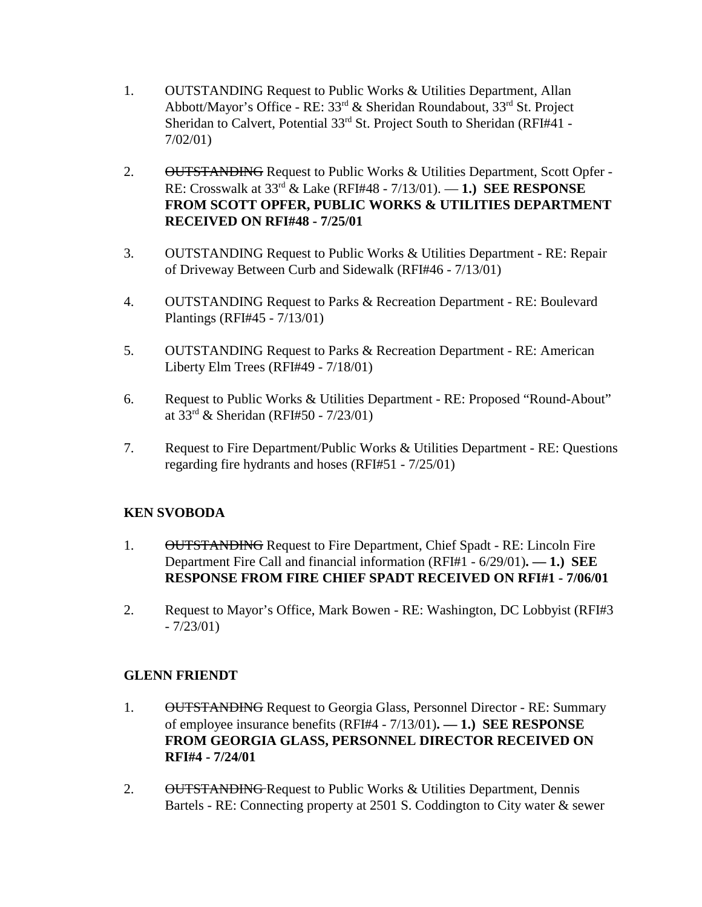1. OUTSTANDING Request to Public Works & Utilities Department, Allan Abbott/Mayor's Office - RE: 33rd & Sheridan Roundabout, 33rd St. Project Sheridan to Calvert, Potential 33rd St. Project South to Sheridan (RFI#41 - 7/02/01)

2. ~~OUTSTANDING~~ Request to Public Works & Utilities Department, Scott Opfer - RE: Crosswalk at 33rd & Lake (RFI#48 - 7/13/01). — **1.) SEE RESPONSE FROM SCOTT OPFER, PUBLIC WORKS & UTILITIES DEPARTMENT RECEIVED ON RFI#48 - 7/25/01**

3. OUTSTANDING Request to Public Works & Utilities Department - RE: Repair of Driveway Between Curb and Sidewalk (RFI#46 - 7/13/01)

4. OUTSTANDING Request to Parks & Recreation Department - RE: Boulevard Plantings (RFI#45 - 7/13/01)

5. OUTSTANDING Request to Parks & Recreation Department - RE: American Liberty Elm Trees (RFI#49 - 7/18/01)

6. Request to Public Works & Utilities Department - RE: Proposed "Round-About" at 33rd & Sheridan (RFI#50 - 7/23/01)

7. Request to Fire Department/Public Works & Utilities Department - RE: Questions regarding fire hydrants and hoses (RFI#51 - 7/25/01)

**KEN SVOBODA**

1. ~~OUTSTANDING~~ Request to Fire Department, Chief Spadt - RE: Lincoln Fire Department Fire Call and financial information (RFI#1 - 6/29/01)**. — 1.) SEE RESPONSE FROM FIRE CHIEF SPADT RECEIVED ON RFI#1 - 7/06/01**

2. Request to Mayor's Office, Mark Bowen - RE: Washington, DC Lobbyist (RFI#3 - 7/23/01)

**GLENN FRIENDT**

1. ~~OUTSTANDING~~ Request to Georgia Glass, Personnel Director - RE: Summary of employee insurance benefits (RFI#4 - 7/13/01)**. — 1.) SEE RESPONSE FROM GEORGIA GLASS, PERSONNEL DIRECTOR RECEIVED ON RFI#4 - 7/24/01**

2. ~~OUTSTANDING~~ Request to Public Works & Utilities Department, Dennis Bartels - RE: Connecting property at 2501 S. Coddington to City water & sewer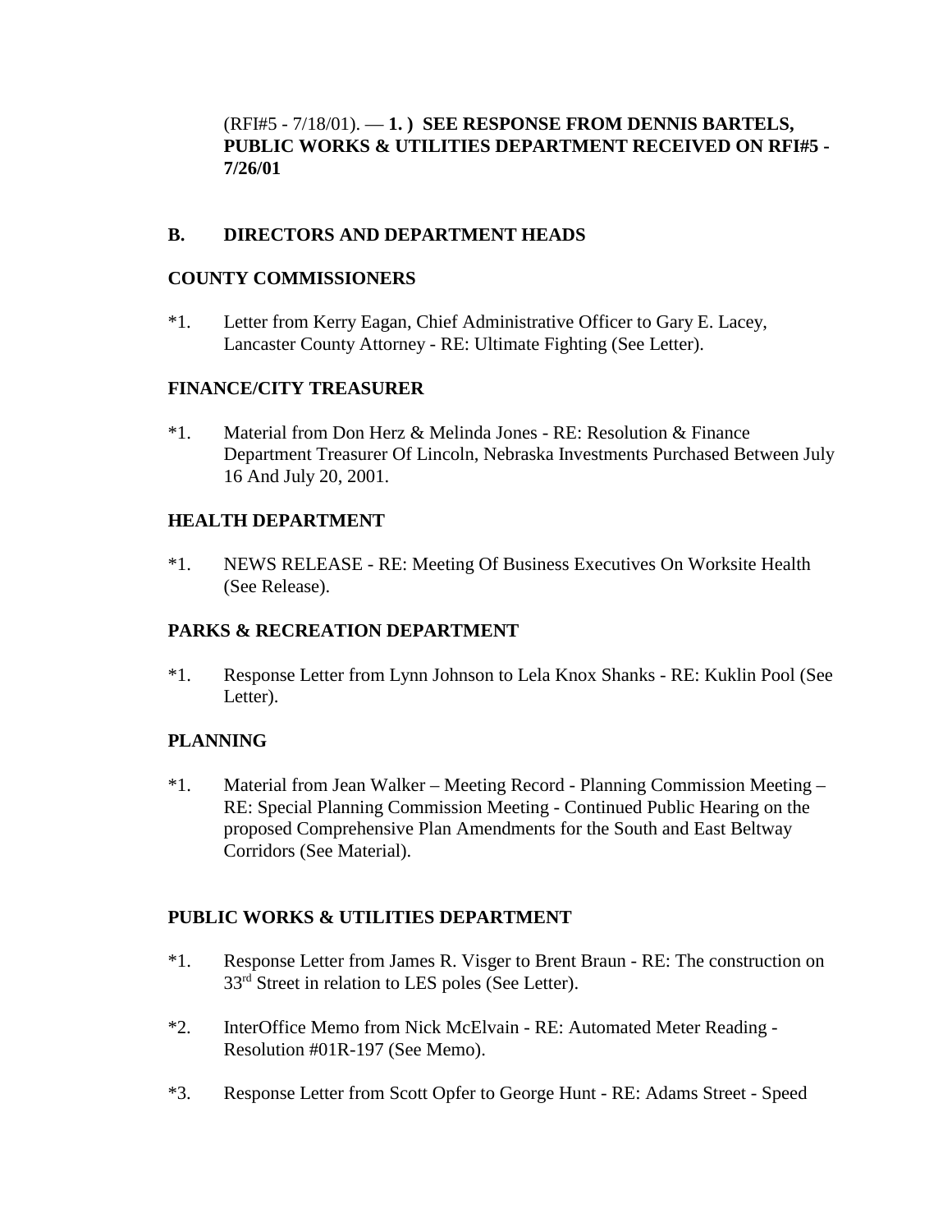(RFI#5 - 7/18/01). — **1. ) SEE RESPONSE FROM DENNIS BARTELS, PUBLIC WORKS & UTILITIES DEPARTMENT RECEIVED ON RFI#5 - 7/26/01**

## B. DIRECTORS AND DEPARTMENT HEADS

### COUNTY COMMISSIONERS

*1. Letter from Kerry Eagan, Chief Administrative Officer to Gary E. Lacey, Lancaster County Attorney - RE: Ultimate Fighting (See Letter).

### FINANCE/CITY TREASURER

*1. Material from Don Herz & Melinda Jones - RE: Resolution & Finance Department Treasurer Of Lincoln, Nebraska Investments Purchased Between July 16 And July 20, 2001.

### HEALTH DEPARTMENT

*1. NEWS RELEASE - RE: Meeting Of Business Executives On Worksite Health (See Release).

### PARKS & RECREATION DEPARTMENT

*1. Response Letter from Lynn Johnson to Lela Knox Shanks - RE: Kuklin Pool (See Letter).

### PLANNING

*1. Material from Jean Walker – Meeting Record - Planning Commission Meeting – RE: Special Planning Commission Meeting - Continued Public Hearing on the proposed Comprehensive Plan Amendments for the South and East Beltway Corridors (See Material).

### PUBLIC WORKS & UTILITIES DEPARTMENT

*1. Response Letter from James R. Visger to Brent Braun - RE: The construction on 33rd Street in relation to LES poles (See Letter).

*2. InterOffice Memo from Nick McElvain - RE: Automated Meter Reading - Resolution #01R-197 (See Memo).

*3. Response Letter from Scott Opfer to George Hunt - RE: Adams Street - Speed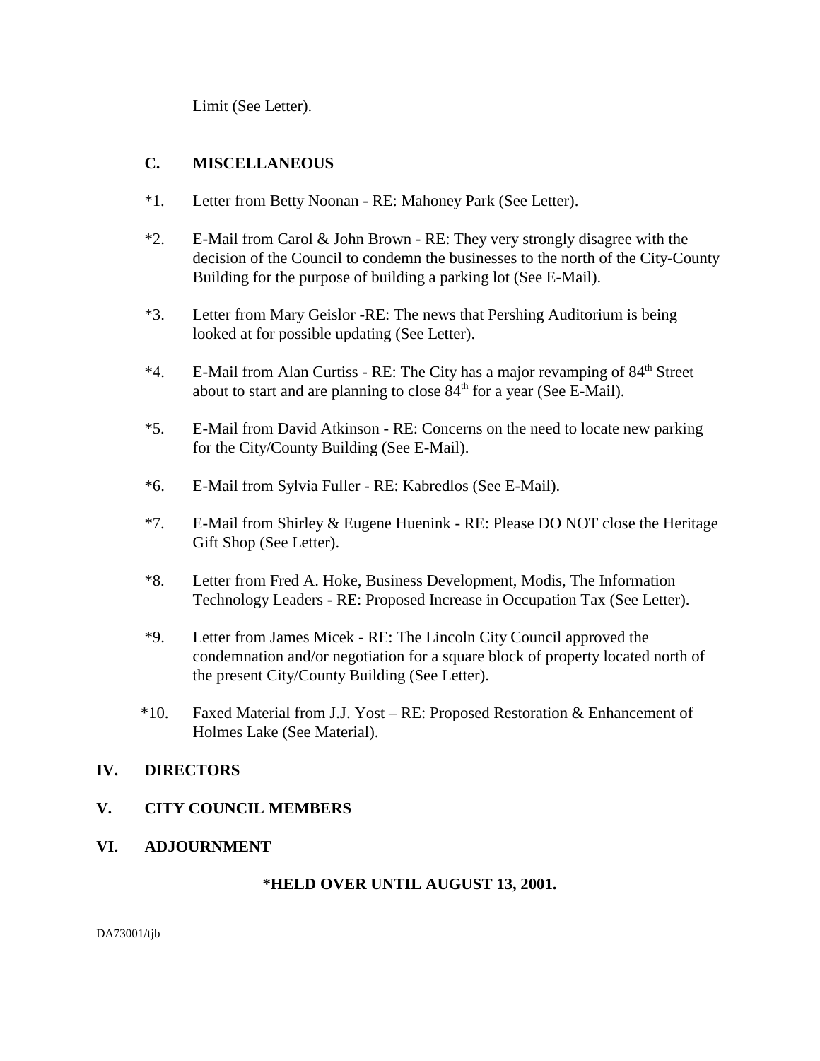Limit (See Letter).

**C. MISCELLANEOUS**

*1. Letter from Betty Noonan - RE: Mahoney Park (See Letter).

*2. E-Mail from Carol & John Brown - RE: They very strongly disagree with the decision of the Council to condemn the businesses to the north of the City-County Building for the purpose of building a parking lot (See E-Mail).

*3. Letter from Mary Geislor -RE: The news that Pershing Auditorium is being looked at for possible updating (See Letter).

*4. E-Mail from Alan Curtiss - RE: The City has a major revamping of 84th Street about to start and are planning to close 84th for a year (See E-Mail).

*5. E-Mail from David Atkinson - RE: Concerns on the need to locate new parking for the City/County Building (See E-Mail).

*6. E-Mail from Sylvia Fuller - RE: Kabredlos (See E-Mail).

*7. E-Mail from Shirley & Eugene Huenink - RE: Please DO NOT close the Heritage Gift Shop (See Letter).

*8. Letter from Fred A. Hoke, Business Development, Modis, The Information Technology Leaders - RE: Proposed Increase in Occupation Tax (See Letter).

*9. Letter from James Micek - RE: The Lincoln City Council approved the condemnation and/or negotiation for a square block of property located north of the present City/County Building (See Letter).

*10. Faxed Material from J.J. Yost – RE: Proposed Restoration & Enhancement of Holmes Lake (See Material).

**IV. DIRECTORS**

**V. CITY COUNCIL MEMBERS**

**VI. ADJOURNMENT**

**\*HELD OVER UNTIL AUGUST 13, 2001.**

DA73001/tjb